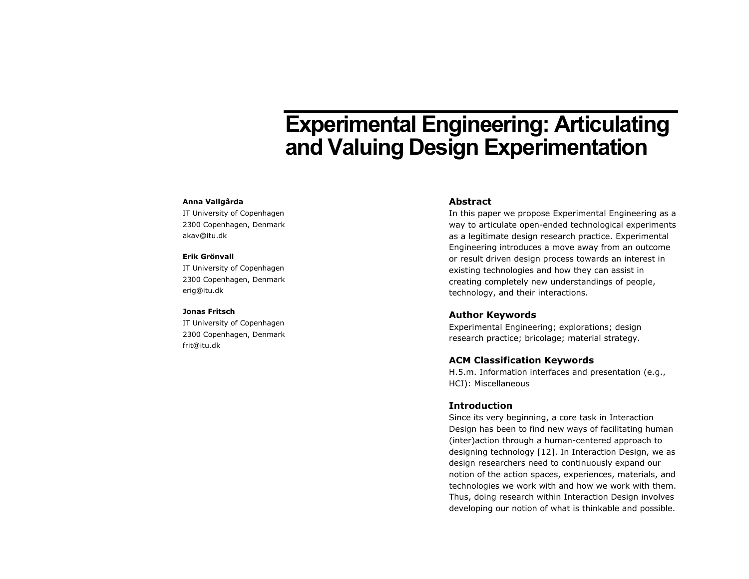# Experimental Engineering: Articulating and Valuing Design Experimentation

**Anna Vallgårda**
IT University of Copenhagen
2300 Copenhagen, Denmark
akav@itu.dk

**Erik Grönvall**
IT University of Copenhagen
2300 Copenhagen, Denmark
erig@itu.dk

**Jonas Fritsch**
IT University of Copenhagen
2300 Copenhagen, Denmark
frit@itu.dk

## Abstract

In this paper we propose Experimental Engineering as a way to articulate open-ended technological experiments as a legitimate design research practice. Experimental Engineering introduces a move away from an outcome or result driven design process towards an interest in existing technologies and how they can assist in creating completely new understandings of people, technology, and their interactions.

## Author Keywords

Experimental Engineering; explorations; design research practice; bricolage; material strategy.

## ACM Classification Keywords

H.5.m. Information interfaces and presentation (e.g., HCI): Miscellaneous

## Introduction

Since its very beginning, a core task in Interaction Design has been to find new ways of facilitating human (inter)action through a human-centered approach to designing technology [12]. In Interaction Design, we as design researchers need to continuously expand our notion of the action spaces, experiences, materials, and technologies we work with and how we work with them. Thus, doing research within Interaction Design involves developing our notion of what is thinkable and possible.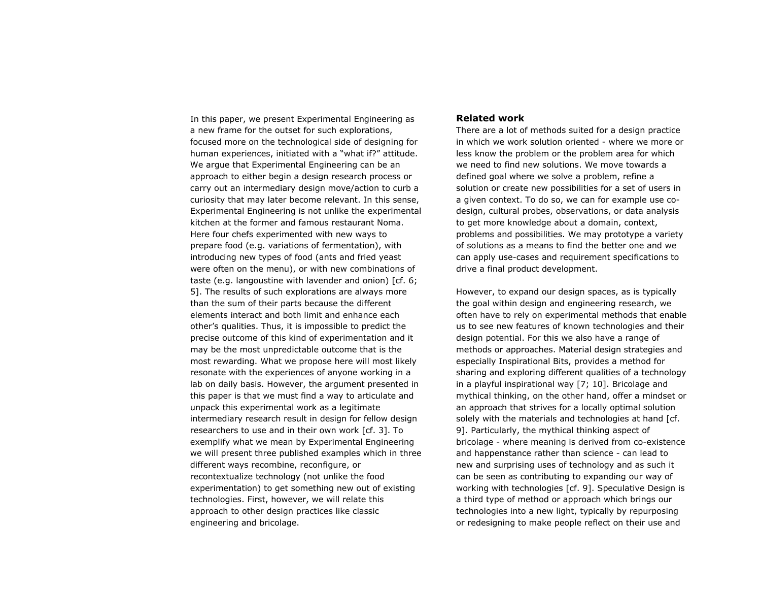In this paper, we present Experimental Engineering as a new frame for the outset for such explorations, focused more on the technological side of designing for human experiences, initiated with a "what if?" attitude. We argue that Experimental Engineering can be an approach to either begin a design research process or carry out an intermediary design move/action to curb a curiosity that may later become relevant. In this sense, Experimental Engineering is not unlike the experimental kitchen at the former and famous restaurant Noma. Here four chefs experimented with new ways to prepare food (e.g. variations of fermentation), with introducing new types of food (ants and fried yeast were often on the menu), or with new combinations of taste (e.g. langoustine with lavender and onion) [cf. 6; 5]. The results of such explorations are always more than the sum of their parts because the different elements interact and both limit and enhance each other's qualities. Thus, it is impossible to predict the precise outcome of this kind of experimentation and it may be the most unpredictable outcome that is the most rewarding. What we propose here will most likely resonate with the experiences of anyone working in a lab on daily basis. However, the argument presented in this paper is that we must find a way to articulate and unpack this experimental work as a legitimate intermediary research result in design for fellow design researchers to use and in their own work [cf. 3]. To exemplify what we mean by Experimental Engineering we will present three published examples which in three different ways recombine, reconfigure, or recontextualize technology (not unlike the food experimentation) to get something new out of existing technologies. First, however, we will relate this approach to other design practices like classic engineering and bricolage.

## Related work

There are a lot of methods suited for a design practice in which we work solution oriented - where we more or less know the problem or the problem area for which we need to find new solutions. We move towards a defined goal where we solve a problem, refine a solution or create new possibilities for a set of users in a given context. To do so, we can for example use co-design, cultural probes, observations, or data analysis to get more knowledge about a domain, context, problems and possibilities. We may prototype a variety of solutions as a means to find the better one and we can apply use-cases and requirement specifications to drive a final product development.

However, to expand our design spaces, as is typically the goal within design and engineering research, we often have to rely on experimental methods that enable us to see new features of known technologies and their design potential. For this we also have a range of methods or approaches. Material design strategies and especially Inspirational Bits, provides a method for sharing and exploring different qualities of a technology in a playful inspirational way [7; 10]. Bricolage and mythical thinking, on the other hand, offer a mindset or an approach that strives for a locally optimal solution solely with the materials and technologies at hand [cf. 9]. Particularly, the mythical thinking aspect of bricolage - where meaning is derived from co-existence and happenstance rather than science - can lead to new and surprising uses of technology and as such it can be seen as contributing to expanding our way of working with technologies [cf. 9]. Speculative Design is a third type of method or approach which brings our technologies into a new light, typically by repurposing or redesigning to make people reflect on their use and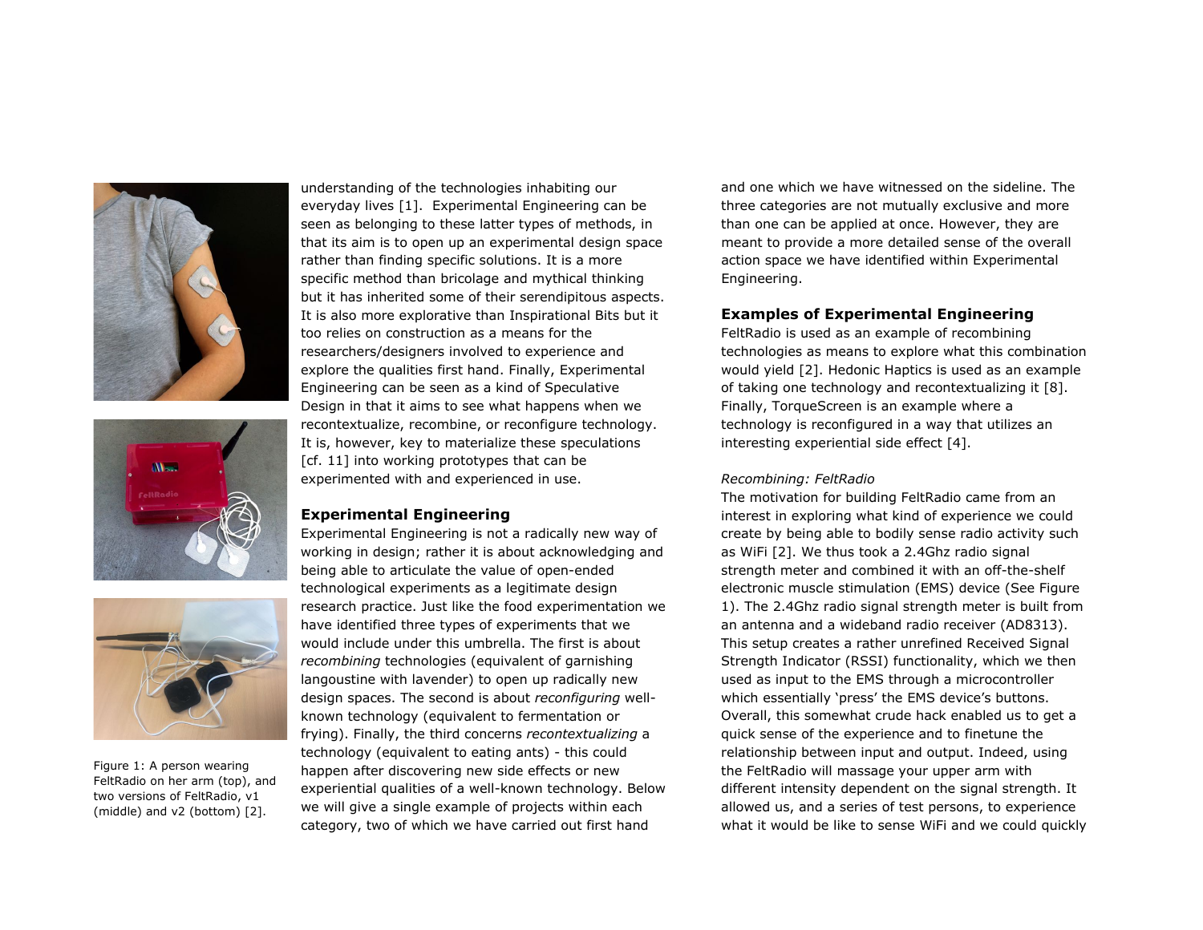Figure 1: A person wearing FeltRadio on her arm (top), and two versions of FeltRadio, v1 (middle) and v2 (bottom) [2].

understanding of the technologies inhabiting our everyday lives [1]. Experimental Engineering can be seen as belonging to these latter types of methods, in that its aim is to open up an experimental design space rather than finding specific solutions. It is a more specific method than bricolage and mythical thinking but it has inherited some of their serendipitous aspects. It is also more explorative than Inspirational Bits but it too relies on construction as a means for the researchers/designers involved to experience and explore the qualities first hand. Finally, Experimental Engineering can be seen as a kind of Speculative Design in that it aims to see what happens when we recontextualize, recombine, or reconfigure technology. It is, however, key to materialize these speculations [cf. 11] into working prototypes that can be experimented with and experienced in use.

## Experimental Engineering

Experimental Engineering is not a radically new way of working in design; rather it is about acknowledging and being able to articulate the value of open-ended technological experiments as a legitimate design research practice. Just like the food experimentation we have identified three types of experiments that we would include under this umbrella. The first is about *recombining* technologies (equivalent of garnishing langoustine with lavender) to open up radically new design spaces. The second is about *reconfiguring* well-known technology (equivalent to fermentation or frying). Finally, the third concerns *recontextualizing* a technology (equivalent to eating ants) - this could happen after discovering new side effects or new experiential qualities of a well-known technology. Below we will give a single example of projects within each category, two of which we have carried out first hand and one which we have witnessed on the sideline. The three categories are not mutually exclusive and more than one can be applied at once. However, they are meant to provide a more detailed sense of the overall action space we have identified within Experimental Engineering.

## Examples of Experimental Engineering

FeltRadio is used as an example of recombining technologies as means to explore what this combination would yield [2]. Hedonic Haptics is used as an example of taking one technology and recontextualizing it [8]. Finally, TorqueScreen is an example where a technology is reconfigured in a way that utilizes an interesting experiential side effect [4].

### *Recombining: FeltRadio*

The motivation for building FeltRadio came from an interest in exploring what kind of experience we could create by being able to bodily sense radio activity such as WiFi [2]. We thus took a 2.4Ghz radio signal strength meter and combined it with an off-the-shelf electronic muscle stimulation (EMS) device (See Figure 1). The 2.4Ghz radio signal strength meter is built from an antenna and a wideband radio receiver (AD8313). This setup creates a rather unrefined Received Signal Strength Indicator (RSSI) functionality, which we then used as input to the EMS through a microcontroller which essentially 'press' the EMS device's buttons. Overall, this somewhat crude hack enabled us to get a quick sense of the experience and to finetune the relationship between input and output. Indeed, using the FeltRadio will massage your upper arm with different intensity dependent on the signal strength. It allowed us, and a series of test persons, to experience what it would be like to sense WiFi and we could quickly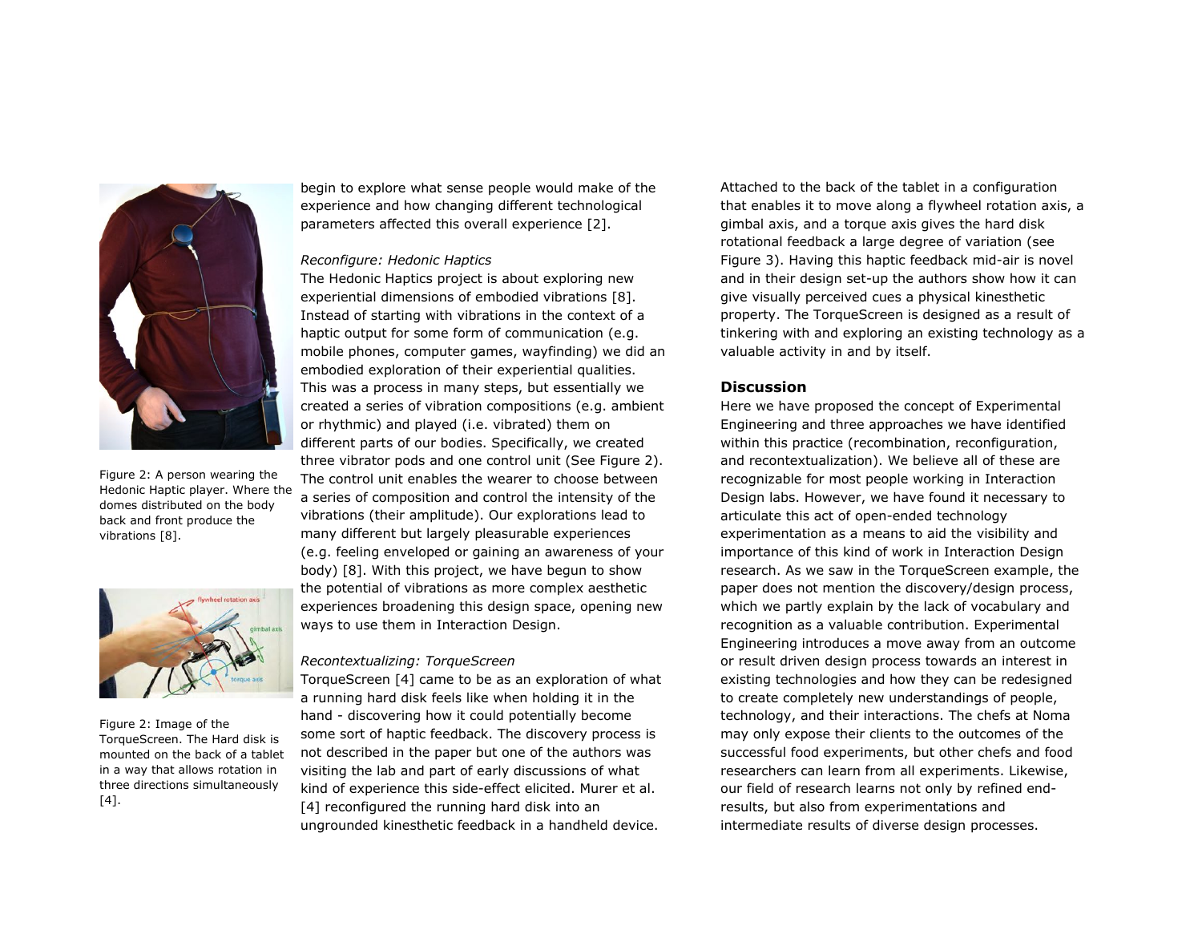begin to explore what sense people would make of the experience and how changing different technological parameters affected this overall experience [2].

*Reconfigure: Hedonic Haptics*

The Hedonic Haptics project is about exploring new experiential dimensions of embodied vibrations [8]. Instead of starting with vibrations in the context of a haptic output for some form of communication (e.g. mobile phones, computer games, wayfinding) we did an embodied exploration of their experiential qualities. This was a process in many steps, but essentially we created a series of vibration compositions (e.g. ambient or rhythmic) and played (i.e. vibrated) them on different parts of our bodies. Specifically, we created three vibrator pods and one control unit (See Figure 2). The control unit enables the wearer to choose between a series of composition and control the intensity of the vibrations (their amplitude). Our explorations lead to many different but largely pleasurable experiences (e.g. feeling enveloped or gaining an awareness of your body) [8]. With this project, we have begun to show the potential of vibrations as more complex aesthetic experiences broadening this design space, opening new ways to use them in Interaction Design.

Figure 2: A person wearing the Hedonic Haptic player. Where the domes distributed on the body back and front produce the vibrations [8].

*Recontextualizing: TorqueScreen*

TorqueScreen [4] came to be as an exploration of what a running hard disk feels like when holding it in the hand - discovering how it could potentially become some sort of haptic feedback. The discovery process is not described in the paper but one of the authors was visiting the lab and part of early discussions of what kind of experience this side-effect elicited. Murer et al. [4] reconfigured the running hard disk into an ungrounded kinesthetic feedback in a handheld device. Attached to the back of the tablet in a configuration that enables it to move along a flywheel rotation axis, a gimbal axis, and a torque axis gives the hard disk rotational feedback a large degree of variation (see Figure 3). Having this haptic feedback mid-air is novel and in their design set-up the authors show how it can give visually perceived cues a physical kinesthetic property. The TorqueScreen is designed as a result of tinkering with and exploring an existing technology as a valuable activity in and by itself.

Figure 2: Image of the TorqueScreen. The Hard disk is mounted on the back of a tablet in a way that allows rotation in three directions simultaneously [4].

## Discussion

Here we have proposed the concept of Experimental Engineering and three approaches we have identified within this practice (recombination, reconfiguration, and recontextualization). We believe all of these are recognizable for most people working in Interaction Design labs. However, we have found it necessary to articulate this act of open-ended technology experimentation as a means to aid the visibility and importance of this kind of work in Interaction Design research. As we saw in the TorqueScreen example, the paper does not mention the discovery/design process, which we partly explain by the lack of vocabulary and recognition as a valuable contribution. Experimental Engineering introduces a move away from an outcome or result driven design process towards an interest in existing technologies and how they can be redesigned to create completely new understandings of people, technology, and their interactions. The chefs at Noma may only expose their clients to the outcomes of the successful food experiments, but other chefs and food researchers can learn from all experiments. Likewise, our field of research learns not only by refined end-results, but also from experimentations and intermediate results of diverse design processes.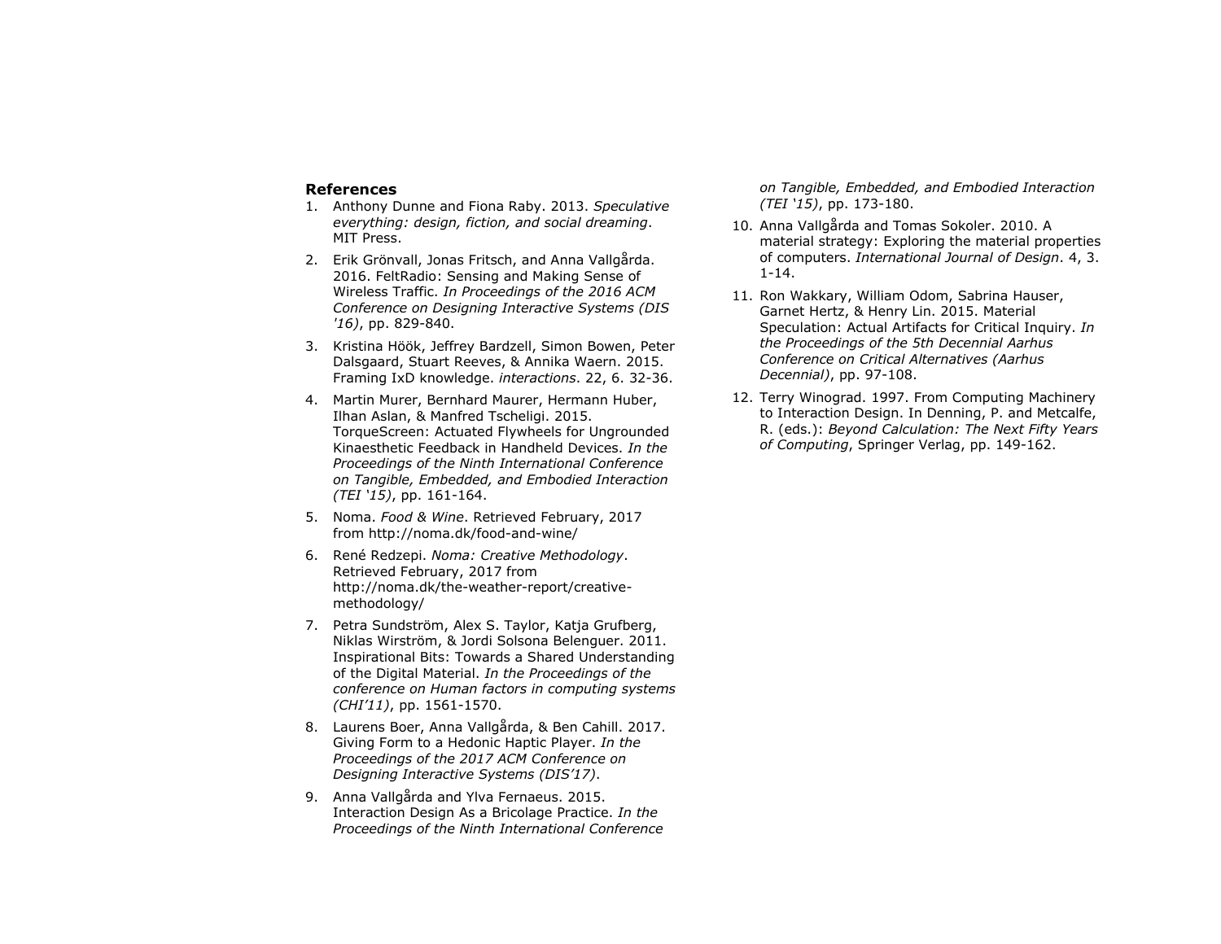## References

1. Anthony Dunne and Fiona Raby. 2013. *Speculative everything: design, fiction, and social dreaming*. MIT Press.
2. Erik Grönvall, Jonas Fritsch, and Anna Vallgårda. 2016. FeltRadio: Sensing and Making Sense of Wireless Traffic. *In Proceedings of the 2016 ACM Conference on Designing Interactive Systems (DIS '16)*, pp. 829-840.
3. Kristina Höök, Jeffrey Bardzell, Simon Bowen, Peter Dalsgaard, Stuart Reeves, & Annika Waern. 2015. Framing IxD knowledge. *interactions*. 22, 6. 32-36.
4. Martin Murer, Bernhard Maurer, Hermann Huber, Ilhan Aslan, & Manfred Tscheligi. 2015. TorqueScreen: Actuated Flywheels for Ungrounded Kinaesthetic Feedback in Handheld Devices. *In the Proceedings of the Ninth International Conference on Tangible, Embedded, and Embodied Interaction (TEI '15)*, pp. 161-164.
5. Noma. *Food & Wine*. Retrieved February, 2017 from http://noma.dk/food-and-wine/
6. René Redzepi. *Noma: Creative Methodology*. Retrieved February, 2017 from http://noma.dk/the-weather-report/creative-methodology/
7. Petra Sundström, Alex S. Taylor, Katja Grufberg, Niklas Wirström, & Jordi Solsona Belenguer. 2011. Inspirational Bits: Towards a Shared Understanding of the Digital Material. *In the Proceedings of the conference on Human factors in computing systems (CHI'11)*, pp. 1561-1570.
8. Laurens Boer, Anna Vallgårda, & Ben Cahill. 2017. Giving Form to a Hedonic Haptic Player. *In the Proceedings of the 2017 ACM Conference on Designing Interactive Systems (DIS'17)*.
9. Anna Vallgårda and Ylva Fernaeus. 2015. Interaction Design As a Bricolage Practice. *In the Proceedings of the Ninth International Conference on Tangible, Embedded, and Embodied Interaction (TEI '15)*, pp. 173-180.
10. Anna Vallgårda and Tomas Sokoler. 2010. A material strategy: Exploring the material properties of computers. *International Journal of Design*. 4, 3. 1-14.
11. Ron Wakkary, William Odom, Sabrina Hauser, Garnet Hertz, & Henry Lin. 2015. Material Speculation: Actual Artifacts for Critical Inquiry. *In the Proceedings of the 5th Decennial Aarhus Conference on Critical Alternatives (Aarhus Decennial)*, pp. 97-108.
12. Terry Winograd. 1997. From Computing Machinery to Interaction Design. In Denning, P. and Metcalfe, R. (eds.): *Beyond Calculation: The Next Fifty Years of Computing*, Springer Verlag, pp. 149-162.